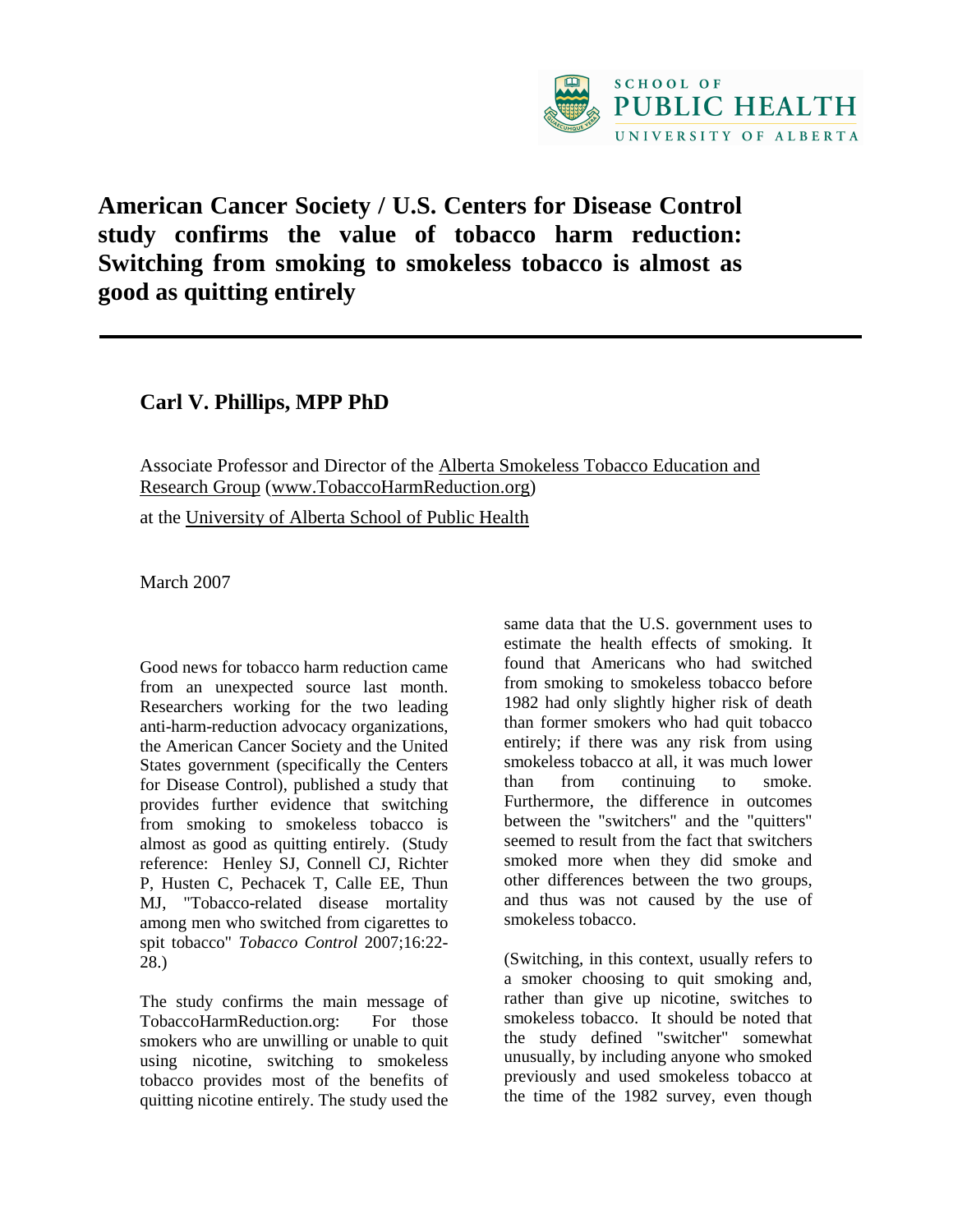SCHOOL OF PUBLIC HEALTH
UNIVERSITY OF ALBERTA

# American Cancer Society / U.S. Centers for Disease Control study confirms the value of tobacco harm reduction: Switching from smoking to smokeless tobacco is almost as good as quitting entirely

## Carl V. Phillips, MPP PhD

Associate Professor and Director of the Alberta Smokeless Tobacco Education and Research Group (www.TobaccoHarmReduction.org)

at the University of Alberta School of Public Health

March 2007

Good news for tobacco harm reduction came from an unexpected source last month. Researchers working for the two leading anti-harm-reduction advocacy organizations, the American Cancer Society and the United States government (specifically the Centers for Disease Control), published a study that provides further evidence that switching from smoking to smokeless tobacco is almost as good as quitting entirely. (Study reference: Henley SJ, Connell CJ, Richter P, Husten C, Pechacek T, Calle EE, Thun MJ, "Tobacco-related disease mortality among men who switched from cigarettes to spit tobacco" *Tobacco Control* 2007;16:22-28.)

The study confirms the main message of TobaccoHarmReduction.org: For those smokers who are unwilling or unable to quit using nicotine, switching to smokeless tobacco provides most of the benefits of quitting nicotine entirely. The study used the same data that the U.S. government uses to estimate the health effects of smoking. It found that Americans who had switched from smoking to smokeless tobacco before 1982 had only slightly higher risk of death than former smokers who had quit tobacco entirely; if there was any risk from using smokeless tobacco at all, it was much lower than from continuing to smoke. Furthermore, the difference in outcomes between the "switchers" and the "quitters" seemed to result from the fact that switchers smoked more when they did smoke and other differences between the two groups, and thus was not caused by the use of smokeless tobacco.

(Switching, in this context, usually refers to a smoker choosing to quit smoking and, rather than give up nicotine, switches to smokeless tobacco. It should be noted that the study defined "switcher" somewhat unusually, by including anyone who smoked previously and used smokeless tobacco at the time of the 1982 survey, even though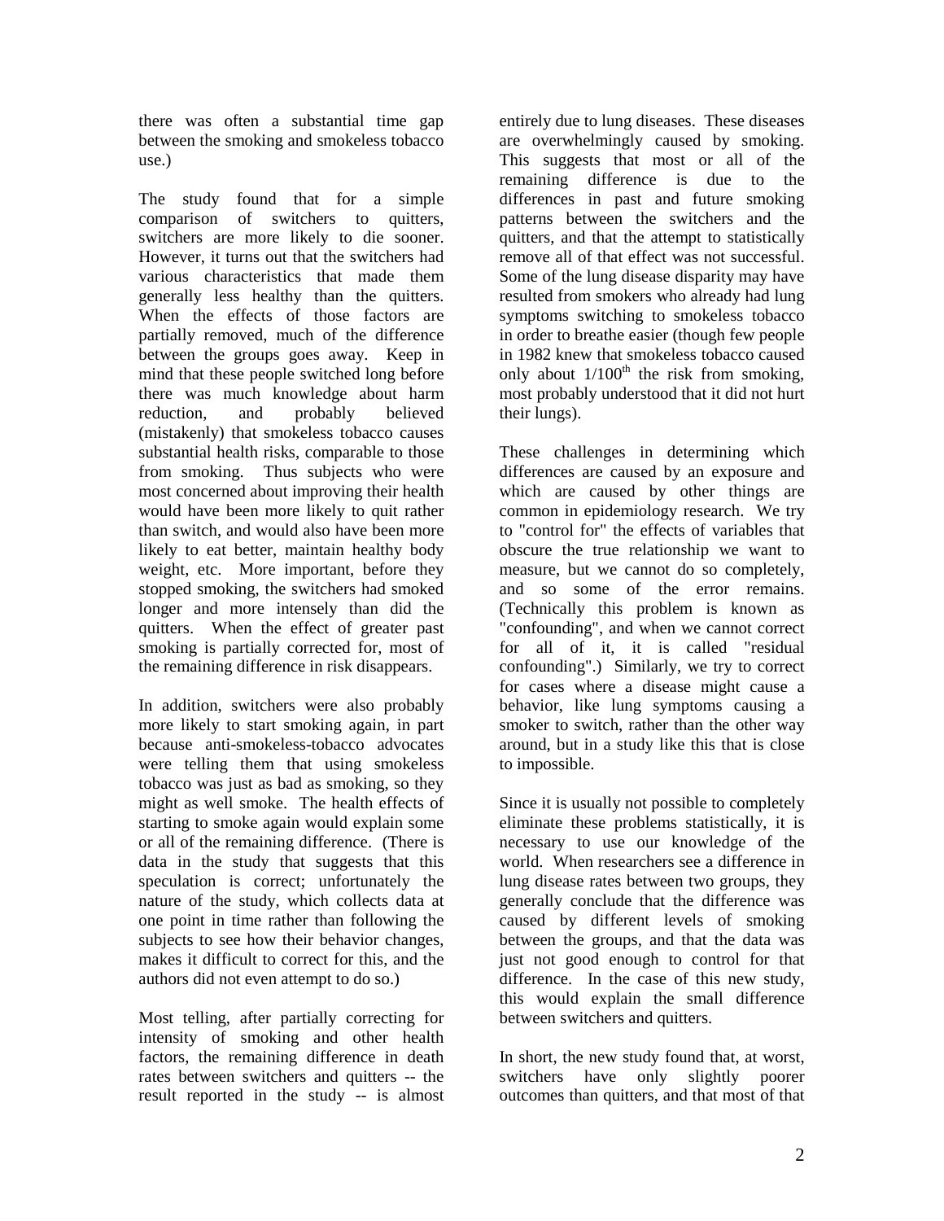there was often a substantial time gap between the smoking and smokeless tobacco use.)

The study found that for a simple comparison of switchers to quitters, switchers are more likely to die sooner. However, it turns out that the switchers had various characteristics that made them generally less healthy than the quitters. When the effects of those factors are partially removed, much of the difference between the groups goes away. Keep in mind that these people switched long before there was much knowledge about harm reduction, and probably believed (mistakenly) that smokeless tobacco causes substantial health risks, comparable to those from smoking. Thus subjects who were most concerned about improving their health would have been more likely to quit rather than switch, and would also have been more likely to eat better, maintain healthy body weight, etc. More important, before they stopped smoking, the switchers had smoked longer and more intensely than did the quitters. When the effect of greater past smoking is partially corrected for, most of the remaining difference in risk disappears.

In addition, switchers were also probably more likely to start smoking again, in part because anti-smokeless-tobacco advocates were telling them that using smokeless tobacco was just as bad as smoking, so they might as well smoke. The health effects of starting to smoke again would explain some or all of the remaining difference. (There is data in the study that suggests that this speculation is correct; unfortunately the nature of the study, which collects data at one point in time rather than following the subjects to see how their behavior changes, makes it difficult to correct for this, and the authors did not even attempt to do so.)

Most telling, after partially correcting for intensity of smoking and other health factors, the remaining difference in death rates between switchers and quitters -- the result reported in the study -- is almost entirely due to lung diseases. These diseases are overwhelmingly caused by smoking. This suggests that most or all of the remaining difference is due to the differences in past and future smoking patterns between the switchers and the quitters, and that the attempt to statistically remove all of that effect was not successful. Some of the lung disease disparity may have resulted from smokers who already had lung symptoms switching to smokeless tobacco in order to breathe easier (though few people in 1982 knew that smokeless tobacco caused only about 1/100th the risk from smoking, most probably understood that it did not hurt their lungs).

These challenges in determining which differences are caused by an exposure and which are caused by other things are common in epidemiology research. We try to "control for" the effects of variables that obscure the true relationship we want to measure, but we cannot do so completely, and so some of the error remains. (Technically this problem is known as "confounding", and when we cannot correct for all of it, it is called "residual confounding".) Similarly, we try to correct for cases where a disease might cause a behavior, like lung symptoms causing a smoker to switch, rather than the other way around, but in a study like this that is close to impossible.

Since it is usually not possible to completely eliminate these problems statistically, it is necessary to use our knowledge of the world. When researchers see a difference in lung disease rates between two groups, they generally conclude that the difference was caused by different levels of smoking between the groups, and that the data was just not good enough to control for that difference. In the case of this new study, this would explain the small difference between switchers and quitters.

In short, the new study found that, at worst, switchers have only slightly poorer outcomes than quitters, and that most of that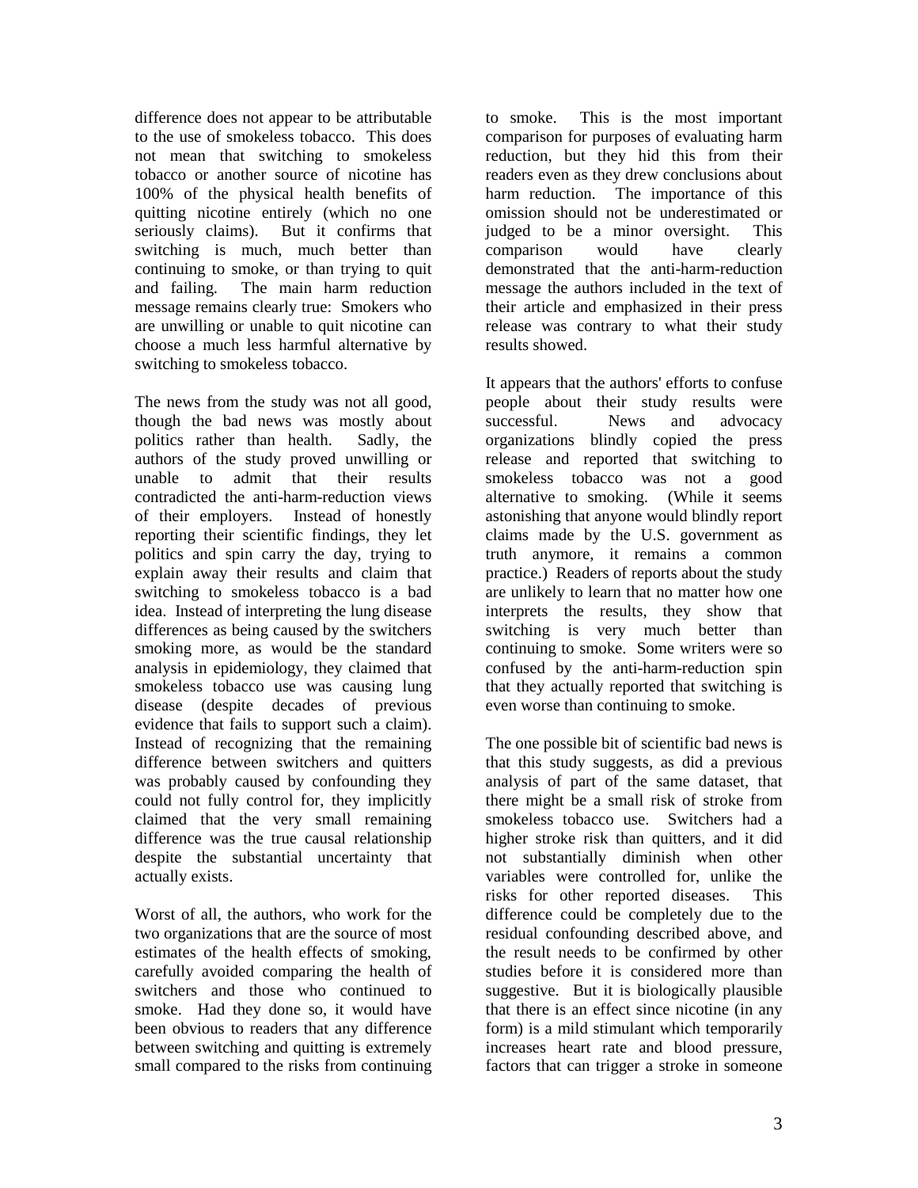difference does not appear to be attributable to the use of smokeless tobacco. This does not mean that switching to smokeless tobacco or another source of nicotine has 100% of the physical health benefits of quitting nicotine entirely (which no one seriously claims). But it confirms that switching is much, much better than continuing to smoke, or than trying to quit and failing. The main harm reduction message remains clearly true: Smokers who are unwilling or unable to quit nicotine can choose a much less harmful alternative by switching to smokeless tobacco.

The news from the study was not all good, though the bad news was mostly about politics rather than health. Sadly, the authors of the study proved unwilling or unable to admit that their results contradicted the anti-harm-reduction views of their employers. Instead of honestly reporting their scientific findings, they let politics and spin carry the day, trying to explain away their results and claim that switching to smokeless tobacco is a bad idea. Instead of interpreting the lung disease differences as being caused by the switchers smoking more, as would be the standard analysis in epidemiology, they claimed that smokeless tobacco use was causing lung disease (despite decades of previous evidence that fails to support such a claim). Instead of recognizing that the remaining difference between switchers and quitters was probably caused by confounding they could not fully control for, they implicitly claimed that the very small remaining difference was the true causal relationship despite the substantial uncertainty that actually exists.

Worst of all, the authors, who work for the two organizations that are the source of most estimates of the health effects of smoking, carefully avoided comparing the health of switchers and those who continued to smoke. Had they done so, it would have been obvious to readers that any difference between switching and quitting is extremely small compared to the risks from continuing to smoke. This is the most important comparison for purposes of evaluating harm reduction, but they hid this from their readers even as they drew conclusions about harm reduction. The importance of this omission should not be underestimated or judged to be a minor oversight. This comparison would have clearly demonstrated that the anti-harm-reduction message the authors included in the text of their article and emphasized in their press release was contrary to what their study results showed.

It appears that the authors' efforts to confuse people about their study results were successful. News and advocacy organizations blindly copied the press release and reported that switching to smokeless tobacco was not a good alternative to smoking. (While it seems astonishing that anyone would blindly report claims made by the U.S. government as truth anymore, it remains a common practice.) Readers of reports about the study are unlikely to learn that no matter how one interprets the results, they show that switching is very much better than continuing to smoke. Some writers were so confused by the anti-harm-reduction spin that they actually reported that switching is even worse than continuing to smoke.

The one possible bit of scientific bad news is that this study suggests, as did a previous analysis of part of the same dataset, that there might be a small risk of stroke from smokeless tobacco use. Switchers had a higher stroke risk than quitters, and it did not substantially diminish when other variables were controlled for, unlike the risks for other reported diseases. This difference could be completely due to the residual confounding described above, and the result needs to be confirmed by other studies before it is considered more than suggestive. But it is biologically plausible that there is an effect since nicotine (in any form) is a mild stimulant which temporarily increases heart rate and blood pressure, factors that can trigger a stroke in someone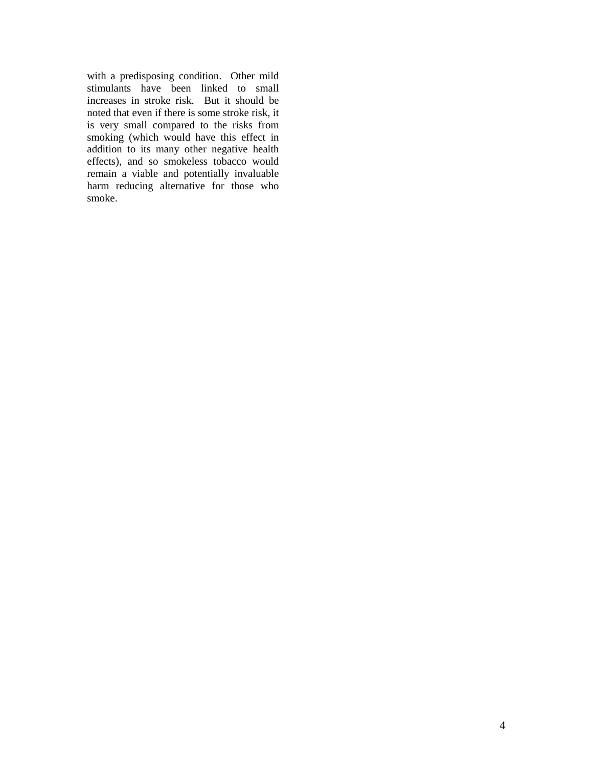with a predisposing condition. Other mild stimulants have been linked to small increases in stroke risk. But it should be noted that even if there is some stroke risk, it is very small compared to the risks from smoking (which would have this effect in addition to its many other negative health effects), and so smokeless tobacco would remain a viable and potentially invaluable harm reducing alternative for those who smoke.